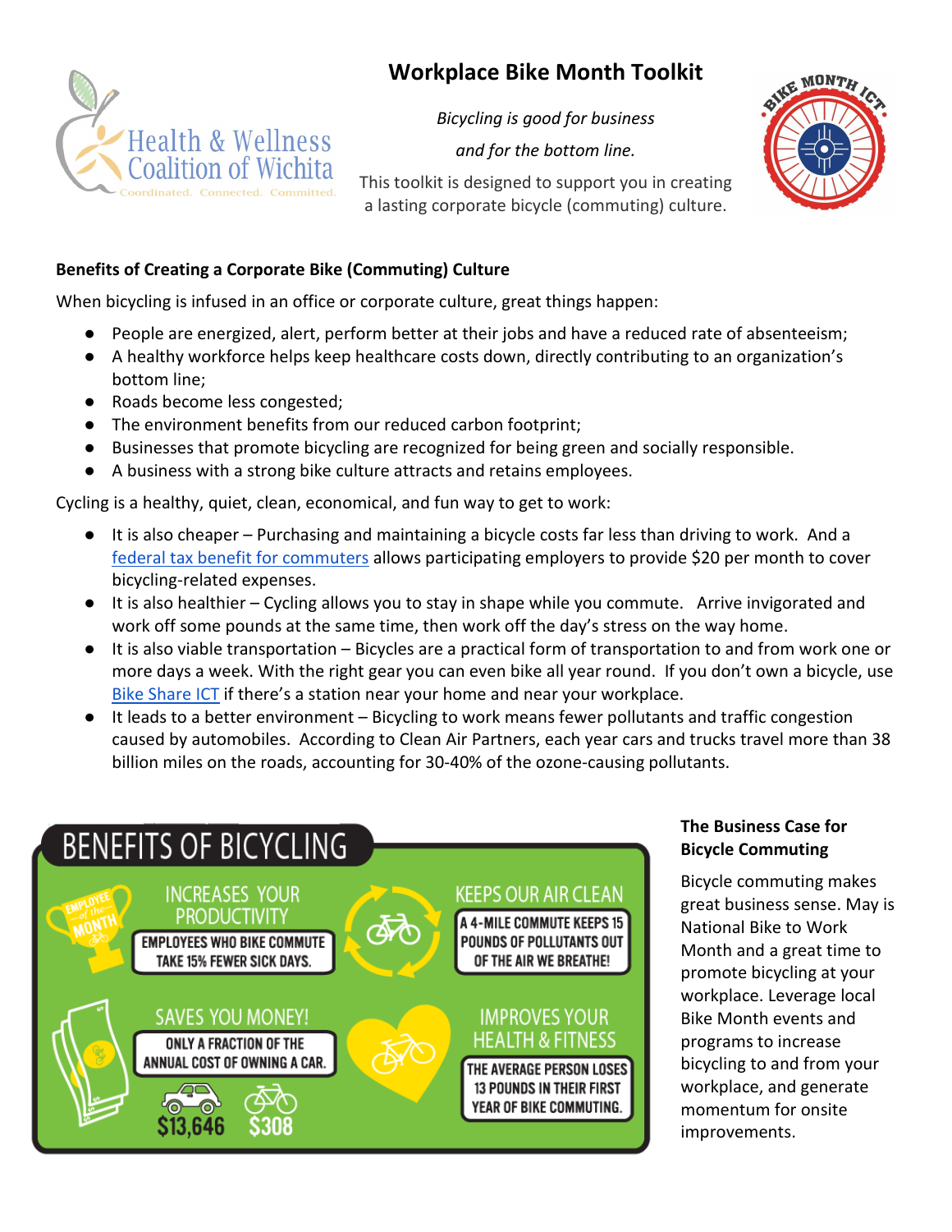# Workplace Bike Month Toolkit

*Bicycling is good for business*

*and for the bottom line.*

This toolkit is designed to support you in creating a lasting corporate bicycle (commuting) culture.

**Benefits of Creating a Corporate Bike (Commuting) Culture**

When bicycling is infused in an office or corporate culture, great things happen:

- People are energized, alert, perform better at their jobs and have a reduced rate of absenteeism;
- A healthy workforce helps keep healthcare costs down, directly contributing to an organization's bottom line;
- Roads become less congested;
- The environment benefits from our reduced carbon footprint;
- Businesses that promote bicycling are recognized for being green and socially responsible.
- A business with a strong bike culture attracts and retains employees.

Cycling is a healthy, quiet, clean, economical, and fun way to get to work:

- It is also cheaper – Purchasing and maintaining a bicycle costs far less than driving to work. And a federal tax benefit for commuters allows participating employers to provide $20 per month to cover bicycling-related expenses.
- It is also healthier – Cycling allows you to stay in shape while you commute. Arrive invigorated and work off some pounds at the same time, then work off the day's stress on the way home.
- It is also viable transportation – Bicycles are a practical form of transportation to and from work one or more days a week. With the right gear you can even bike all year round. If you don't own a bicycle, use Bike Share ICT if there's a station near your home and near your workplace.
- It leads to a better environment – Bicycling to work means fewer pollutants and traffic congestion caused by automobiles. According to Clean Air Partners, each year cars and trucks travel more than 38 billion miles on the roads, accounting for 30-40% of the ozone-causing pollutants.

**BENEFITS OF BICYCLING**

**INCREASES YOUR PRODUCTIVITY** — EMPLOYEES WHO BIKE COMMUTE TAKE 15% FEWER SICK DAYS.

**KEEPS OUR AIR CLEAN** — A 4-MILE COMMUTE KEEPS 15 POUNDS OF POLLUTANTS OUT OF THE AIR WE BREATHE!

**SAVES YOU MONEY!** — ONLY A FRACTION OF THE ANNUAL COST OF OWNING A CAR. $13,646 / $308

**IMPROVES YOUR HEALTH & FITNESS** — THE AVERAGE PERSON LOSES 13 POUNDS IN THEIR FIRST YEAR OF BIKE COMMUTING.

**The Business Case for Bicycle Commuting**

Bicycle commuting makes great business sense. May is National Bike to Work Month and a great time to promote bicycling at your workplace. Leverage local Bike Month events and programs to increase bicycling to and from your workplace, and generate momentum for onsite improvements.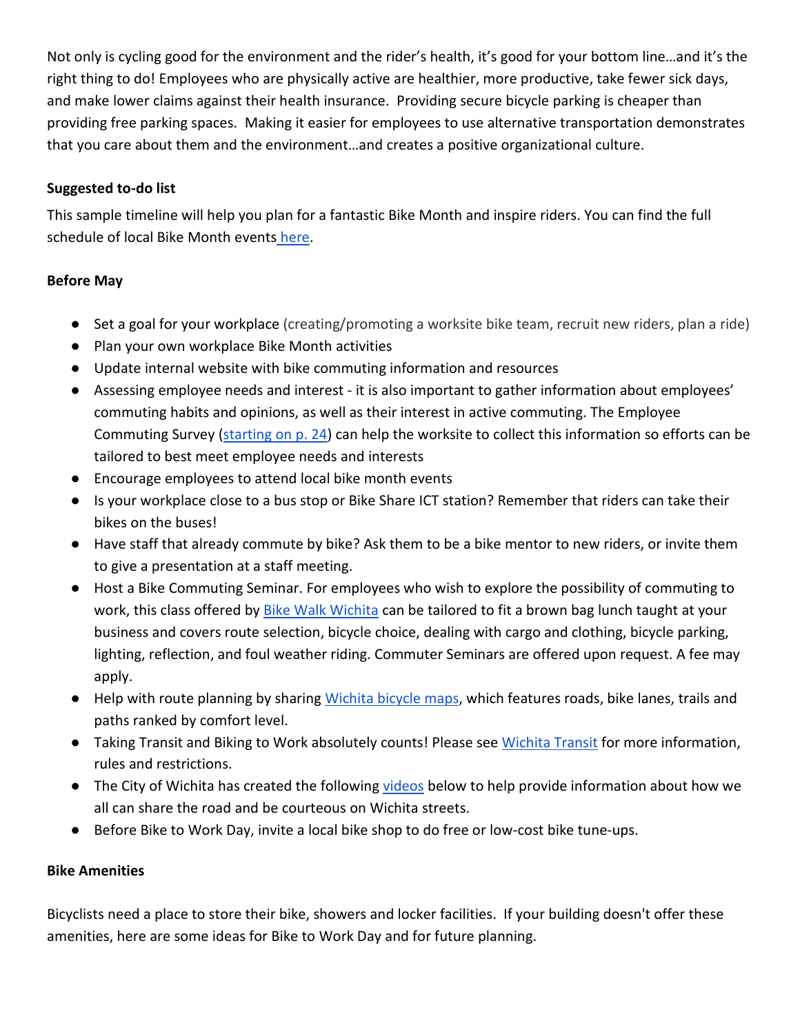Not only is cycling good for the environment and the rider's health, it's good for your bottom line…and it's the right thing to do! Employees who are physically active are healthier, more productive, take fewer sick days, and make lower claims against their health insurance. Providing secure bicycle parking is cheaper than providing free parking spaces. Making it easier for employees to use alternative transportation demonstrates that you care about them and the environment…and creates a positive organizational culture.

**Suggested to-do list**

This sample timeline will help you plan for a fantastic Bike Month and inspire riders. You can find the full schedule of local Bike Month events here.

**Before May**

- Set a goal for your workplace (creating/promoting a worksite bike team, recruit new riders, plan a ride)
- Plan your own workplace Bike Month activities
- Update internal website with bike commuting information and resources
- Assessing employee needs and interest - it is also important to gather information about employees' commuting habits and opinions, as well as their interest in active commuting. The Employee Commuting Survey (starting on p. 24) can help the worksite to collect this information so efforts can be tailored to best meet employee needs and interests
- Encourage employees to attend local bike month events
- Is your workplace close to a bus stop or Bike Share ICT station? Remember that riders can take their bikes on the buses!
- Have staff that already commute by bike? Ask them to be a bike mentor to new riders, or invite them to give a presentation at a staff meeting.
- Host a Bike Commuting Seminar. For employees who wish to explore the possibility of commuting to work, this class offered by Bike Walk Wichita can be tailored to fit a brown bag lunch taught at your business and covers route selection, bicycle choice, dealing with cargo and clothing, bicycle parking, lighting, reflection, and foul weather riding. Commuter Seminars are offered upon request. A fee may apply.
- Help with route planning by sharing Wichita bicycle maps, which features roads, bike lanes, trails and paths ranked by comfort level.
- Taking Transit and Biking to Work absolutely counts! Please see Wichita Transit for more information, rules and restrictions.
- The City of Wichita has created the following videos below to help provide information about how we all can share the road and be courteous on Wichita streets.
- Before Bike to Work Day, invite a local bike shop to do free or low-cost bike tune-ups.

**Bike Amenities**

Bicyclists need a place to store their bike, showers and locker facilities. If your building doesn't offer these amenities, here are some ideas for Bike to Work Day and for future planning.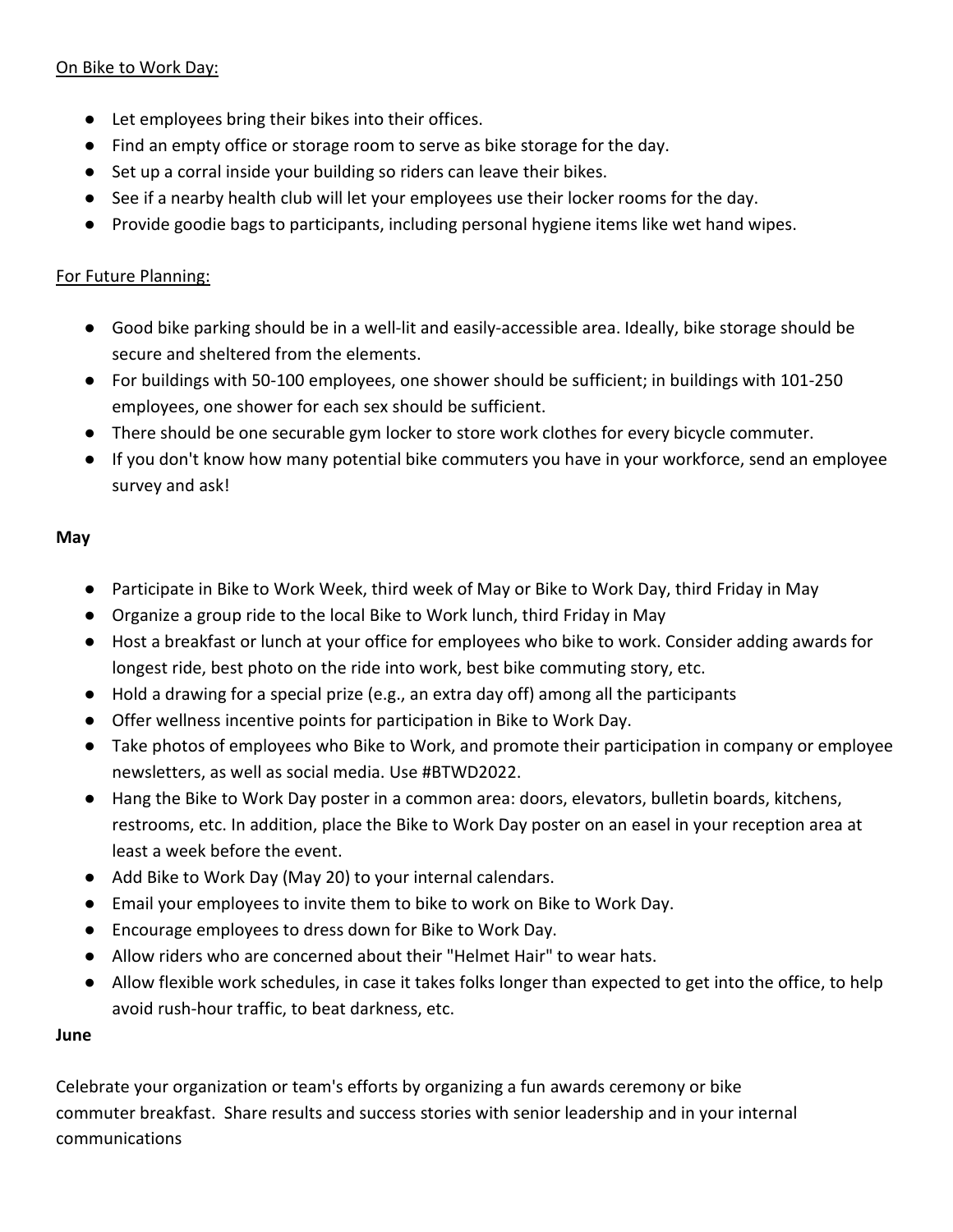On Bike to Work Day:

- Let employees bring their bikes into their offices.
- Find an empty office or storage room to serve as bike storage for the day.
- Set up a corral inside your building so riders can leave their bikes.
- See if a nearby health club will let your employees use their locker rooms for the day.
- Provide goodie bags to participants, including personal hygiene items like wet hand wipes.

For Future Planning:

- Good bike parking should be in a well-lit and easily-accessible area. Ideally, bike storage should be secure and sheltered from the elements.
- For buildings with 50-100 employees, one shower should be sufficient; in buildings with 101-250 employees, one shower for each sex should be sufficient.
- There should be one securable gym locker to store work clothes for every bicycle commuter.
- If you don't know how many potential bike commuters you have in your workforce, send an employee survey and ask!

**May**

- Participate in Bike to Work Week, third week of May or Bike to Work Day, third Friday in May
- Organize a group ride to the local Bike to Work lunch, third Friday in May
- Host a breakfast or lunch at your office for employees who bike to work. Consider adding awards for longest ride, best photo on the ride into work, best bike commuting story, etc.
- Hold a drawing for a special prize (e.g., an extra day off) among all the participants
- Offer wellness incentive points for participation in Bike to Work Day.
- Take photos of employees who Bike to Work, and promote their participation in company or employee newsletters, as well as social media. Use #BTWD2022.
- Hang the Bike to Work Day poster in a common area: doors, elevators, bulletin boards, kitchens, restrooms, etc. In addition, place the Bike to Work Day poster on an easel in your reception area at least a week before the event.
- Add Bike to Work Day (May 20) to your internal calendars.
- Email your employees to invite them to bike to work on Bike to Work Day.
- Encourage employees to dress down for Bike to Work Day.
- Allow riders who are concerned about their "Helmet Hair" to wear hats.
- Allow flexible work schedules, in case it takes folks longer than expected to get into the office, to help avoid rush-hour traffic, to beat darkness, etc.

**June**

Celebrate your organization or team's efforts by organizing a fun awards ceremony or bike commuter breakfast. Share results and success stories with senior leadership and in your internal communications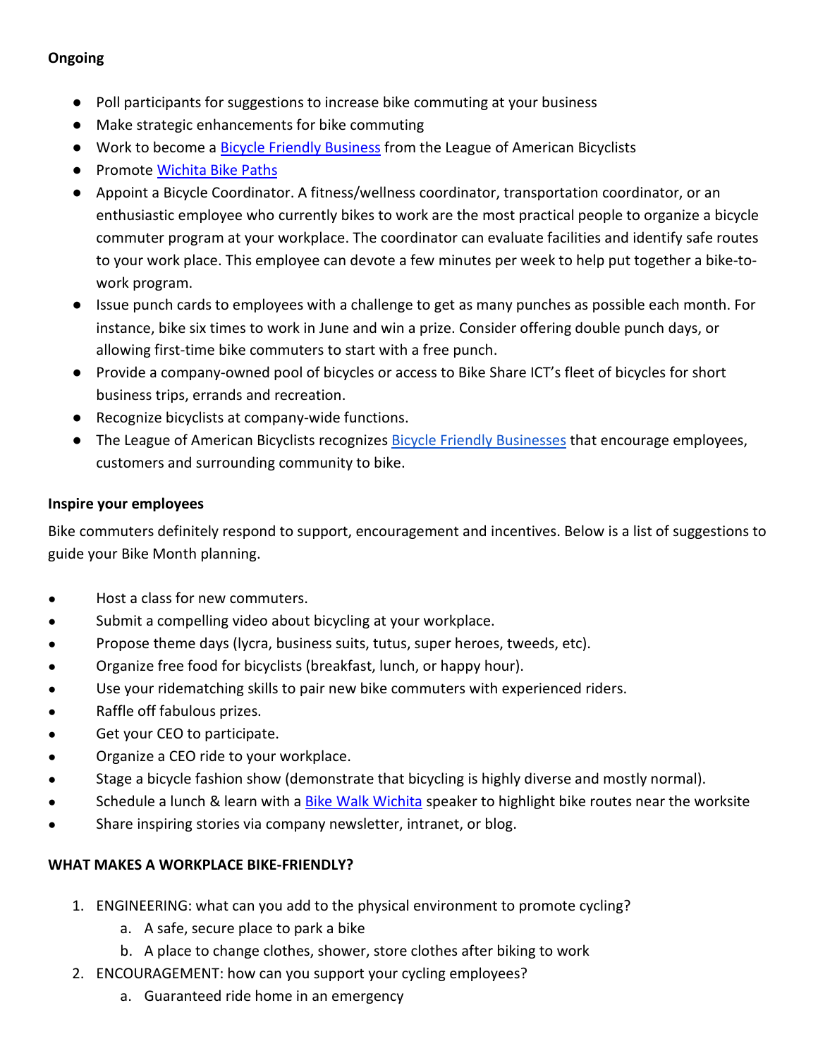**Ongoing**

- Poll participants for suggestions to increase bike commuting at your business
- Make strategic enhancements for bike commuting
- Work to become a Bicycle Friendly Business from the League of American Bicyclists
- Promote Wichita Bike Paths
- Appoint a Bicycle Coordinator. A fitness/wellness coordinator, transportation coordinator, or an enthusiastic employee who currently bikes to work are the most practical people to organize a bicycle commuter program at your workplace. The coordinator can evaluate facilities and identify safe routes to your work place. This employee can devote a few minutes per week to help put together a bike-to-work program.
- Issue punch cards to employees with a challenge to get as many punches as possible each month. For instance, bike six times to work in June and win a prize. Consider offering double punch days, or allowing first-time bike commuters to start with a free punch.
- Provide a company-owned pool of bicycles or access to Bike Share ICT's fleet of bicycles for short business trips, errands and recreation.
- Recognize bicyclists at company-wide functions.
- The League of American Bicyclists recognizes Bicycle Friendly Businesses that encourage employees, customers and surrounding community to bike.

**Inspire your employees**

Bike commuters definitely respond to support, encouragement and incentives. Below is a list of suggestions to guide your Bike Month planning.

- Host a class for new commuters.
- Submit a compelling video about bicycling at your workplace.
- Propose theme days (lycra, business suits, tutus, super heroes, tweeds, etc).
- Organize free food for bicyclists (breakfast, lunch, or happy hour).
- Use your ridematching skills to pair new bike commuters with experienced riders.
- Raffle off fabulous prizes.
- Get your CEO to participate.
- Organize a CEO ride to your workplace.
- Stage a bicycle fashion show (demonstrate that bicycling is highly diverse and mostly normal).
- Schedule a lunch & learn with a Bike Walk Wichita speaker to highlight bike routes near the worksite
- Share inspiring stories via company newsletter, intranet, or blog.

**WHAT MAKES A WORKPLACE BIKE-FRIENDLY?**

1. ENGINEERING: what can you add to the physical environment to promote cycling?
   a. A safe, secure place to park a bike
   b. A place to change clothes, shower, store clothes after biking to work
2. ENCOURAGEMENT: how can you support your cycling employees?
   a. Guaranteed ride home in an emergency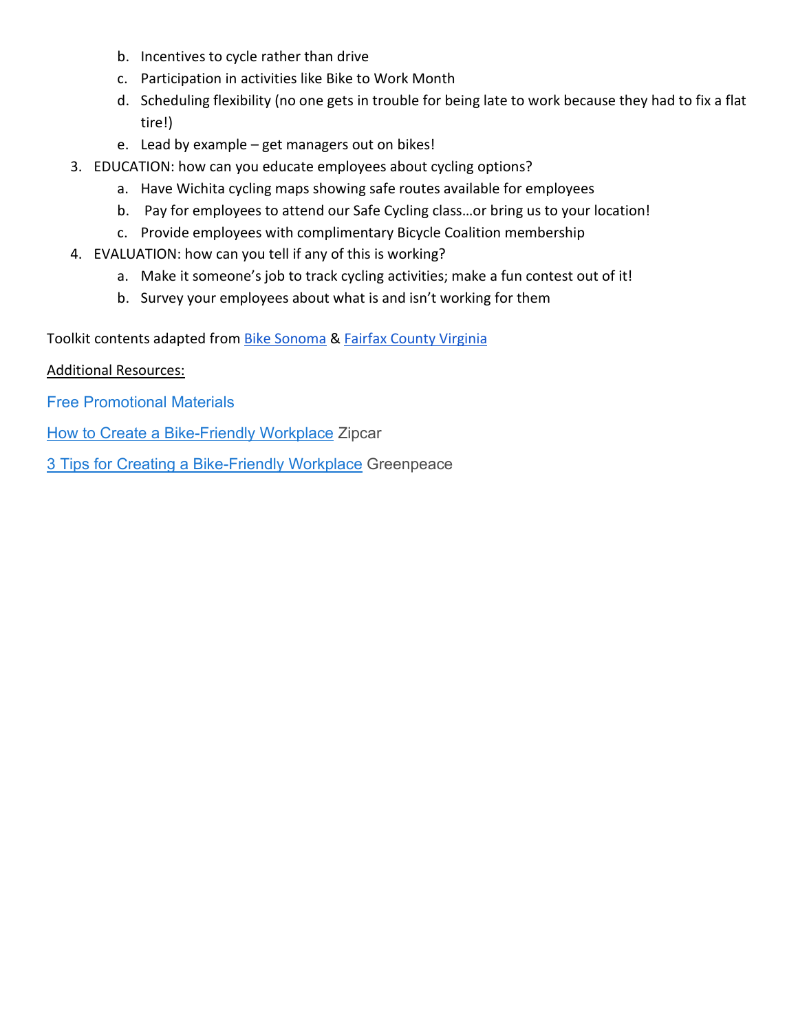b. Incentives to cycle rather than drive
   c. Participation in activities like Bike to Work Month
   d. Scheduling flexibility (no one gets in trouble for being late to work because they had to fix a flat tire!)
   e. Lead by example – get managers out on bikes!

3. EDUCATION: how can you educate employees about cycling options?
   a. Have Wichita cycling maps showing safe routes available for employees
   b. Pay for employees to attend our Safe Cycling class…or bring us to your location!
   c. Provide employees with complimentary Bicycle Coalition membership
4. EVALUATION: how can you tell if any of this is working?
   a. Make it someone's job to track cycling activities; make a fun contest out of it!
   b. Survey your employees about what is and isn't working for them

Toolkit contents adapted from Bike Sonoma & Fairfax County Virginia

Additional Resources:

Free Promotional Materials

How to Create a Bike-Friendly Workplace Zipcar

3 Tips for Creating a Bike-Friendly Workplace Greenpeace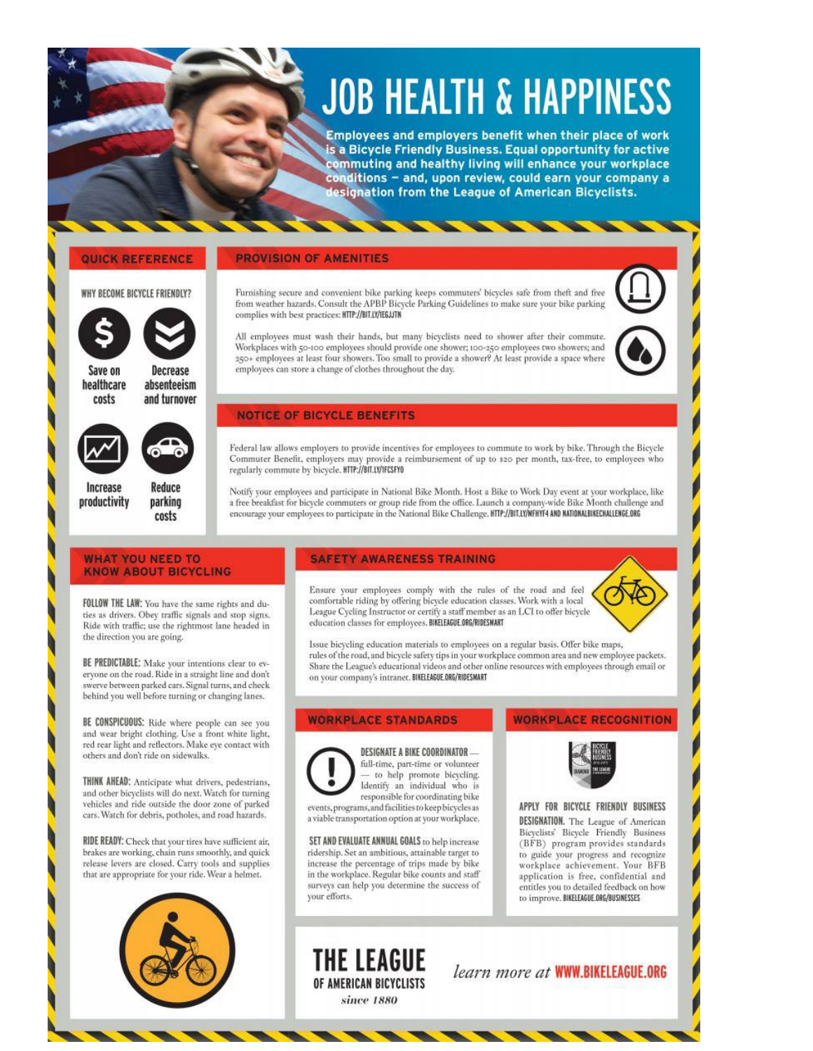# JOB HEALTH & HAPPINESS

**Employees and employers benefit when their place of work is a Bicycle Friendly Business. Equal opportunity for active commuting and healthy living will enhance your workplace conditions – and, upon review, could earn your company a designation from the League of American Bicyclists.**

## QUICK REFERENCE

**WHY BECOME BICYCLE FRIENDLY?**

- Save on healthcare costs
- Decrease absenteeism and turnover
- Increase productivity
- Reduce parking costs

## PROVISION OF AMENITIES

Furnishing secure and convenient bike parking keeps commuters' bicycles safe from theft and free from weather hazards. Consult the APBP Bicycle Parking Guidelines to make sure your bike parking complies with best practices: HTTP://BIT.LY/1EGJJTN

All employees must wash their hands, but many bicyclists need to shower after their commute. Workplaces with 50-100 employees should provide one shower; 100-250 employees two showers; and 250+ employees at least four showers. Too small to provide a shower? At least provide a space where employees can store a change of clothes throughout the day.

## NOTICE OF BICYCLE BENEFITS

Federal law allows employers to provide incentives for employees to commute to work by bike. Through the Bicycle Commuter Benefit, employers may provide a reimbursement of up to $20 per month, tax-free, to employees who regularly commute by bicycle. HTTP://BIT.LY/1FCSFY0

Notify your employees and participate in National Bike Month. Host a Bike to Work Day event at your workplace, like a free breakfast for bicycle commuters or group ride from the office. Launch a company-wide Bike Month challenge and encourage your employees to participate in the National Bike Challenge. HTTP://BIT.LY/MFHYF4 AND NATIONALBIKECHALLENGE.ORG

## WHAT YOU NEED TO KNOW ABOUT BICYCLING

**FOLLOW THE LAW:** You have the same rights and duties as drivers. Obey traffic signals and stop signs. Ride with traffic; use the rightmost lane headed in the direction you are going.

**BE PREDICTABLE:** Make your intentions clear to everyone on the road. Ride in a straight line and don't swerve between parked cars. Signal turns, and check behind you well before turning or changing lanes.

**BE CONSPICUOUS:** Ride where people can see you and wear bright clothing. Use a front white light, red rear light and reflectors. Make eye contact with others and don't ride on sidewalks.

**THINK AHEAD:** Anticipate what drivers, pedestrians, and other bicyclists will do next. Watch for turning vehicles and ride outside the door zone of parked cars. Watch for debris, potholes, and road hazards.

**RIDE READY:** Check that your tires have sufficient air, brakes are working, chain runs smoothly, and quick release levers are closed. Carry tools and supplies that are appropriate for your ride. Wear a helmet.

## SAFETY AWARENESS TRAINING

Ensure your employees comply with the rules of the road and feel comfortable riding by offering bicycle education classes. Work with a local League Cycling Instructor or certify a staff member as an LCI to offer bicycle education classes for employees. BIKELEAGUE.ORG/RIDESMART

Issue bicycling education materials to employees on a regular basis. Offer bike maps, rules of the road, and bicycle safety tips in your workplace common area and new employee packets. Share the League's educational videos and other online resources with employees through email or on your company's intranet. BIKELEAGUE.ORG/RIDESMART

## WORKPLACE STANDARDS

**DESIGNATE A BIKE COORDINATOR** — full-time, part-time or volunteer — to help promote bicycling. Identify an individual who is responsible for coordinating bike events, programs, and facilities to keep bicycles as a viable transportation option at your workplace.

**SET AND EVALUATE ANNUAL GOALS** to help increase ridership. Set an ambitious, attainable target to increase the percentage of trips made by bike in the workplace. Regular bike counts and staff surveys can help you determine the success of your efforts.

## WORKPLACE RECOGNITION

**APPLY FOR BICYCLE FRIENDLY BUSINESS DESIGNATION.** The League of American Bicyclists' Bicycle Friendly Business (BFB) program provides standards to guide your progress and recognize workplace achievement. Your BFB application is free, confidential and entitles you to detailed feedback on how to improve. BIKELEAGUE.ORG/BUSINESSES

**THE LEAGUE OF AMERICAN BICYCLISTS** *since 1880*

*learn more at* **WWW.BIKELEAGUE.ORG**